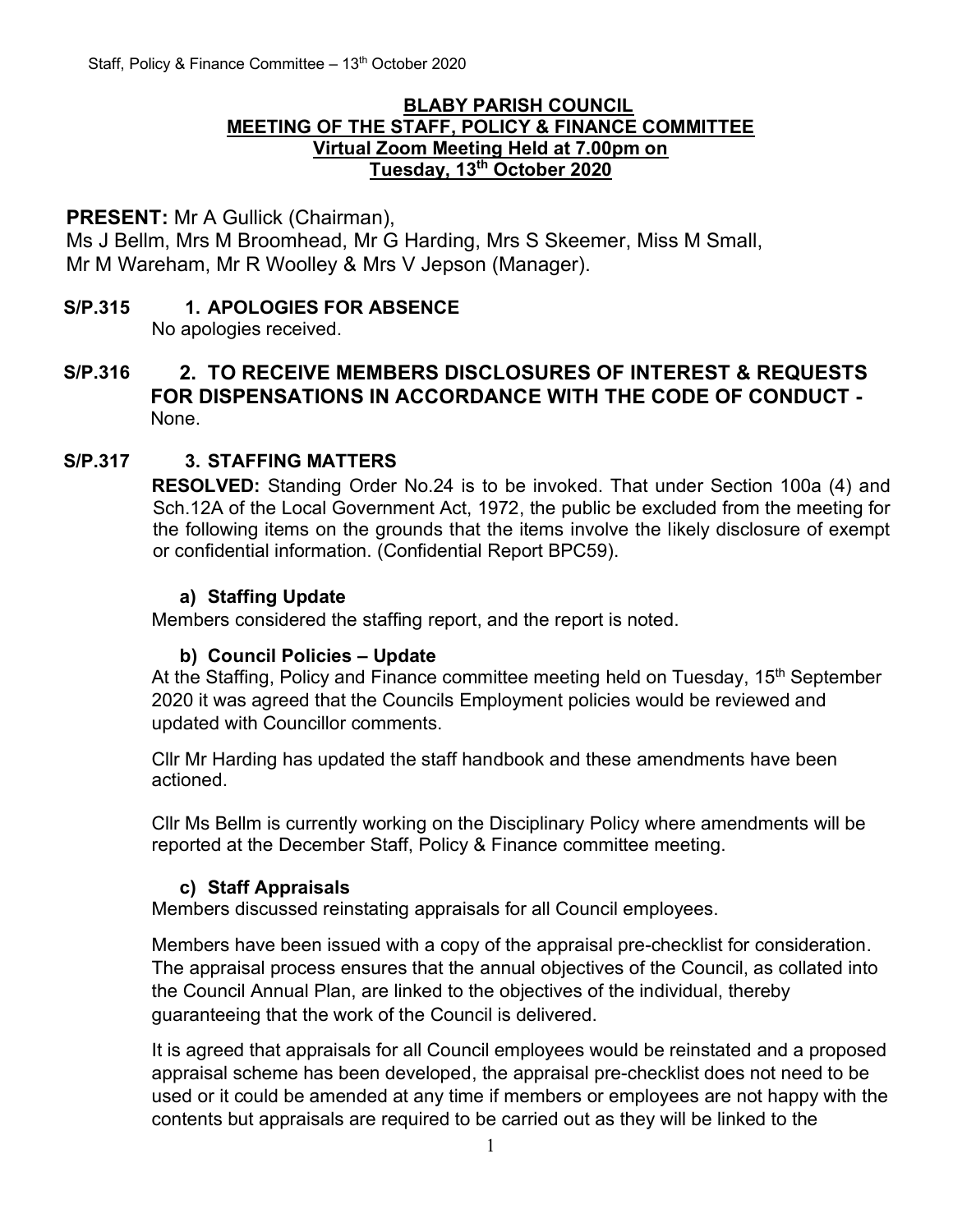**BLABY PARISH COUNCIL**
**MEETING OF THE STAFF, POLICY & FINANCE COMMITTEE**
**Virtual Zoom Meeting Held at 7.00pm on**
**Tuesday, 13th October 2020**

**PRESENT:** Mr A Gullick (Chairman),
Ms J Bellm, Mrs M Broomhead, Mr G Harding, Mrs S Skeemer, Miss M Small, Mr M Wareham, Mr R Woolley & Mrs V Jepson (Manager).

## S/P.315 1. APOLOGIES FOR ABSENCE

No apologies received.

## S/P.316 2. TO RECEIVE MEMBERS DISCLOSURES OF INTEREST & REQUESTS FOR DISPENSATIONS IN ACCORDANCE WITH THE CODE OF CONDUCT -

None.

## S/P.317 3. STAFFING MATTERS

**RESOLVED:** Standing Order No.24 is to be invoked. That under Section 100a (4) and Sch.12A of the Local Government Act, 1972, the public be excluded from the meeting for the following items on the grounds that the items involve the likely disclosure of exempt or confidential information. (Confidential Report BPC59).

### a) Staffing Update

Members considered the staffing report, and the report is noted.

### b) Council Policies – Update

At the Staffing, Policy and Finance committee meeting held on Tuesday, 15th September 2020 it was agreed that the Councils Employment policies would be reviewed and updated with Councillor comments.

Cllr Mr Harding has updated the staff handbook and these amendments have been actioned.

Cllr Ms Bellm is currently working on the Disciplinary Policy where amendments will be reported at the December Staff, Policy & Finance committee meeting.

### c) Staff Appraisals

Members discussed reinstating appraisals for all Council employees.

Members have been issued with a copy of the appraisal pre-checklist for consideration. The appraisal process ensures that the annual objectives of the Council, as collated into the Council Annual Plan, are linked to the objectives of the individual, thereby guaranteeing that the work of the Council is delivered.

It is agreed that appraisals for all Council employees would be reinstated and a proposed appraisal scheme has been developed, the appraisal pre-checklist does not need to be used or it could be amended at any time if members or employees are not happy with the contents but appraisals are required to be carried out as they will be linked to the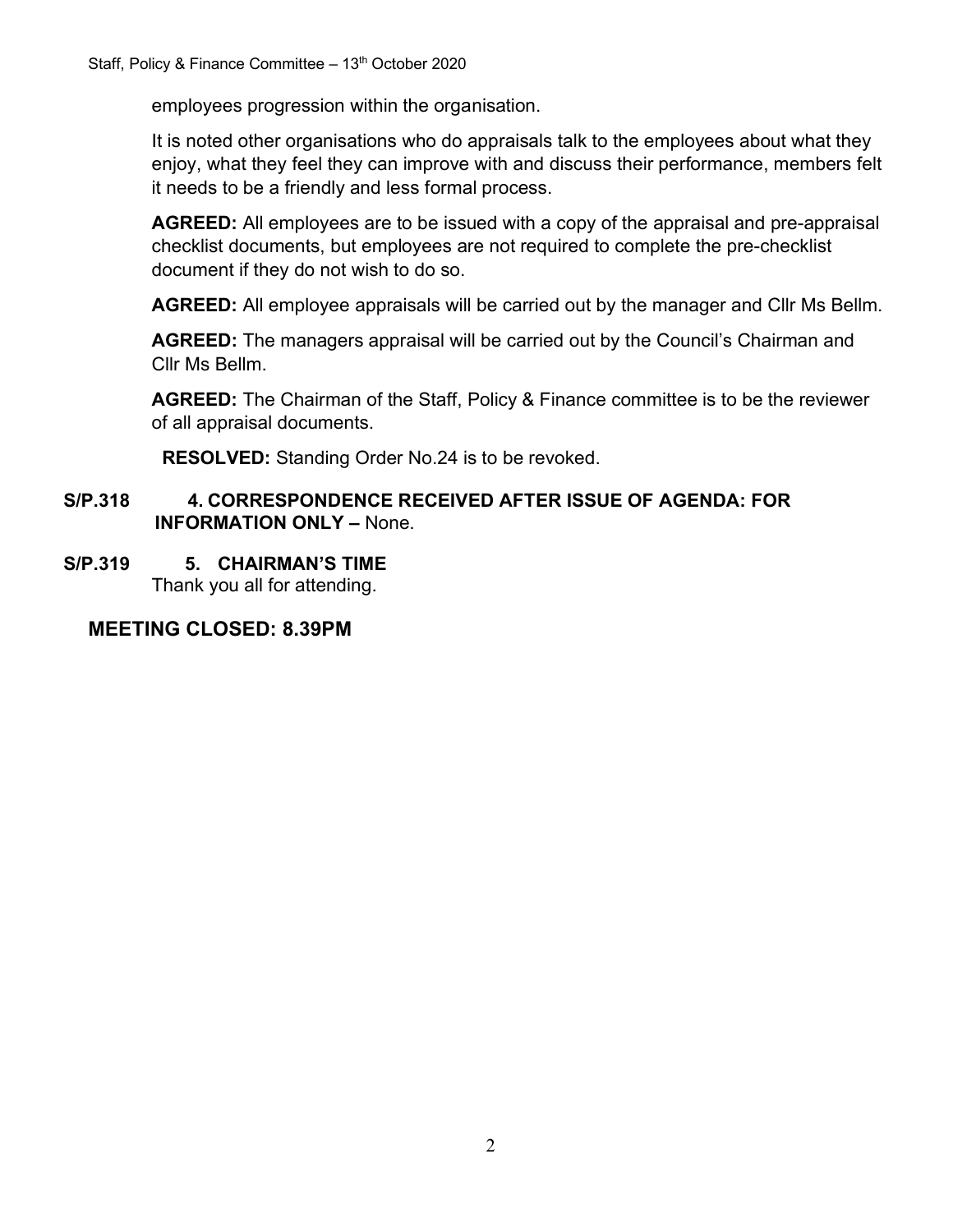employees progression within the organisation.

It is noted other organisations who do appraisals talk to the employees about what they enjoy, what they feel they can improve with and discuss their performance, members felt it needs to be a friendly and less formal process.

**AGREED:** All employees are to be issued with a copy of the appraisal and pre-appraisal checklist documents, but employees are not required to complete the pre-checklist document if they do not wish to do so.

**AGREED:** All employee appraisals will be carried out by the manager and Cllr Ms Bellm.

**AGREED:** The managers appraisal will be carried out by the Council's Chairman and Cllr Ms Bellm.

**AGREED:** The Chairman of the Staff, Policy & Finance committee is to be the reviewer of all appraisal documents.

**RESOLVED:** Standing Order No.24 is to be revoked.

**S/P.318 4. CORRESPONDENCE RECEIVED AFTER ISSUE OF AGENDA: FOR INFORMATION ONLY –** None.

**S/P.319 5. CHAIRMAN'S TIME**

Thank you all for attending.

**MEETING CLOSED: 8.39PM**